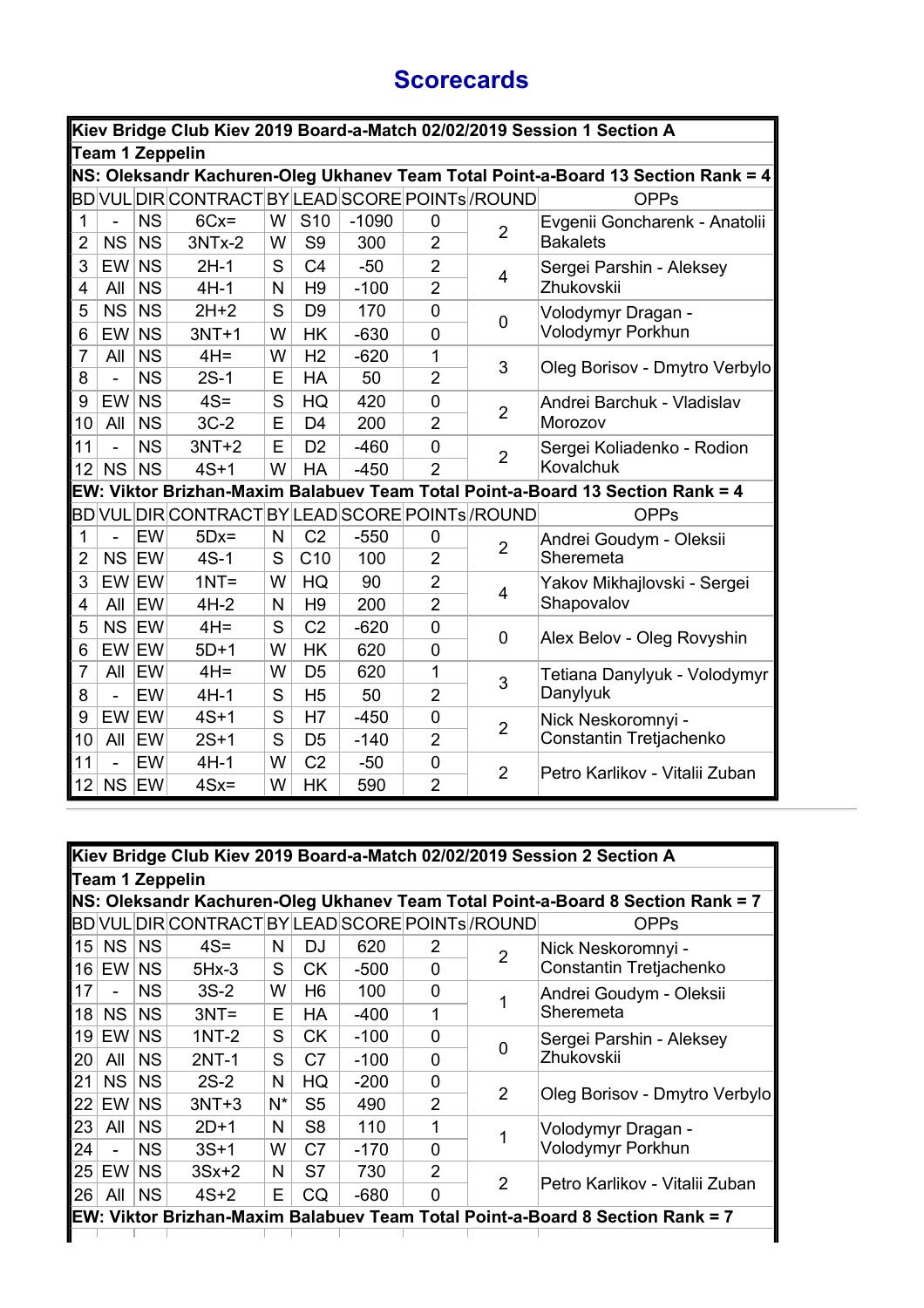# Scorecards

| Kiev Bridge Club Kiev 2019 Board-a-Match 02/02/2019 Session 1 Section A | | | | | | | | | |
|---|---|---|---|---|---|---|---|---|---|
| **Team 1 Zeppelin** | | | | | | | | | |
| **NS: Oleksandr Kachuren-Oleg Ukhanev Team Total Point-a-Board 13 Section Rank = 4** | | | | | | | | | |
| BD | VUL | DIR | CONTRACT | BY | LEAD | SCORE | POINTs | /ROUND | OPPs |
| 1 | - | NS | 6Cx= | W | S10 | -1090 | 0 | 2 | Evgenii Goncharenk - Anatolii Bakalets |
| 2 | NS | NS | 3NTx-2 | W | S9 | 300 | 2 | | |
| 3 | EW | NS | 2H-1 | S | C4 | -50 | 2 | 4 | Sergei Parshin - Aleksey Zhukovskii |
| 4 | All | NS | 4H-1 | N | H9 | -100 | 2 | | |
| 5 | NS | NS | 2H+2 | S | D9 | 170 | 0 | 0 | Volodymyr Dragan - Volodymyr Porkhun |
| 6 | EW | NS | 3NT+1 | W | HK | -630 | 0 | | |
| 7 | All | NS | 4H= | W | H2 | -620 | 1 | 3 | Oleg Borisov - Dmytro Verbylo |
| 8 | - | NS | 2S-1 | E | HA | 50 | 2 | | |
| 9 | EW | NS | 4S= | S | HQ | 420 | 0 | 2 | Andrei Barchuk - Vladislav Morozov |
| 10 | All | NS | 3C-2 | E | D4 | 200 | 2 | | |
| 11 | - | NS | 3NT+2 | E | D2 | -460 | 0 | 2 | Sergei Koliadenko - Rodion Kovalchuk |
| 12 | NS | NS | 4S+1 | W | HA | -450 | 2 | | |
| **EW: Viktor Brizhan-Maxim Balabuev Team Total Point-a-Board 13 Section Rank = 4** | | | | | | | | | |
| BD | VUL | DIR | CONTRACT | BY | LEAD | SCORE | POINTs | /ROUND | OPPs |
| 1 | - | EW | 5Dx= | N | C2 | -550 | 0 | 2 | Andrei Goudym - Oleksii Sheremeta |
| 2 | NS | EW | 4S-1 | S | C10 | 100 | 2 | | |
| 3 | EW | EW | 1NT= | W | HQ | 90 | 2 | 4 | Yakov Mikhajlovski - Sergei Shapovalov |
| 4 | All | EW | 4H-2 | N | H9 | 200 | 2 | | |
| 5 | NS | EW | 4H= | S | C2 | -620 | 0 | 0 | Alex Belov - Oleg Rovyshin |
| 6 | EW | EW | 5D+1 | W | HK | 620 | 0 | | |
| 7 | All | EW | 4H= | W | D5 | 620 | 1 | 3 | Tetiana Danylyuk - Volodymyr Danylyuk |
| 8 | - | EW | 4H-1 | S | H5 | 50 | 2 | | |
| 9 | EW | EW | 4S+1 | S | H7 | -450 | 0 | 2 | Nick Neskoromnyi - Constantin Tretjachenko |
| 10 | All | EW | 2S+1 | S | D5 | -140 | 2 | | |
| 11 | - | EW | 4H-1 | W | C2 | -50 | 0 | 2 | Petro Karlikov - Vitalii Zuban |
| 12 | NS | EW | 4Sx= | W | HK | 590 | 2 | | |

| Kiev Bridge Club Kiev 2019 Board-a-Match 02/02/2019 Session 2 Section A | | | | | | | | | |
|---|---|---|---|---|---|---|---|---|---|
| **Team 1 Zeppelin** | | | | | | | | | |
| **NS: Oleksandr Kachuren-Oleg Ukhanev Team Total Point-a-Board 8 Section Rank = 7** | | | | | | | | | |
| BD | VUL | DIR | CONTRACT | BY | LEAD | SCORE | POINTs | /ROUND | OPPs |
| 15 | NS | NS | 4S= | N | DJ | 620 | 2 | 2 | Nick Neskoromnyi - Constantin Tretjachenko |
| 16 | EW | NS | 5Hx-3 | S | CK | -500 | 0 | | |
| 17 | - | NS | 3S-2 | W | H6 | 100 | 0 | 1 | Andrei Goudym - Oleksii Sheremeta |
| 18 | NS | NS | 3NT= | E | HA | -400 | 1 | | |
| 19 | EW | NS | 1NT-2 | S | CK | -100 | 0 | 0 | Sergei Parshin - Aleksey Zhukovskii |
| 20 | All | NS | 2NT-1 | S | C7 | -100 | 0 | | |
| 21 | NS | NS | 2S-2 | N | HQ | -200 | 0 | 2 | Oleg Borisov - Dmytro Verbylo |
| 22 | EW | NS | 3NT+3 | N* | S5 | 490 | 2 | | |
| 23 | All | NS | 2D+1 | N | S8 | 110 | 1 | 1 | Volodymyr Dragan - Volodymyr Porkhun |
| 24 | - | NS | 3S+1 | W | C7 | -170 | 0 | | |
| 25 | EW | NS | 3Sx+2 | N | S7 | 730 | 2 | 2 | Petro Karlikov - Vitalii Zuban |
| 26 | All | NS | 4S+2 | E | CQ | -680 | 0 | | |
| **EW: Viktor Brizhan-Maxim Balabuev Team Total Point-a-Board 8 Section Rank = 7** | | | | | | | | | |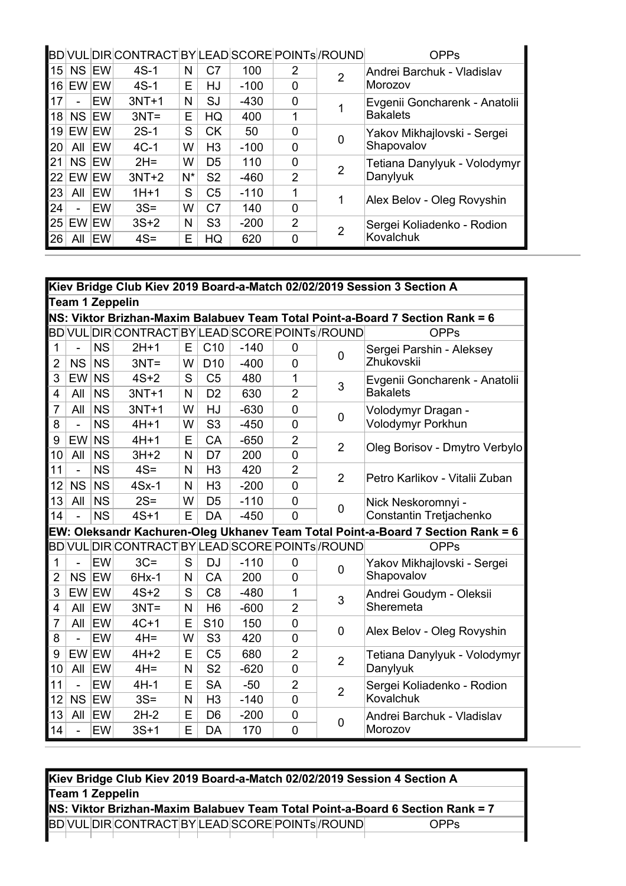| BD | VUL | DIR | CONTRACT | BY | LEAD | SCORE | POINTs | /ROUND | OPPs |
|---|---|---|---|---|---|---|---|---|---|
| 15 | NS | EW | 4S-1 | N | C7 | 100 | 2 | 2 | Andrei Barchuk - Vladislav Morozov |
| 16 | EW | EW | 4S-1 | E | HJ | -100 | 0 | | |
| 17 | - | EW | 3NT+1 | N | SJ | -430 | 0 | 1 | Evgenii Goncharenk - Anatolii Bakalets |
| 18 | NS | EW | 3NT= | E | HQ | 400 | 1 | | |
| 19 | EW | EW | 2S-1 | S | CK | 50 | 0 | 0 | Yakov Mikhajlovski - Sergei Shapovalov |
| 20 | All | EW | 4C-1 | W | H3 | -100 | 0 | | |
| 21 | NS | EW | 2H= | W | D5 | 110 | 0 | 2 | Tetiana Danylyuk - Volodymyr Danylyuk |
| 22 | EW | EW | 3NT+2 | N* | S2 | -460 | 2 | | |
| 23 | All | EW | 1H+1 | S | C5 | -110 | 1 | 1 | Alex Belov - Oleg Rovyshin |
| 24 | - | EW | 3S= | W | C7 | 140 | 0 | | |
| 25 | EW | EW | 3S+2 | N | S3 | -200 | 2 | 2 | Sergei Koliadenko - Rodion Kovalchuk |
| 26 | All | EW | 4S= | E | HQ | 620 | 0 | | |

**Kiev Bridge Club Kiev 2019 Board-a-Match 02/02/2019 Session 3 Section A**

**Team 1 Zeppelin**

**NS: Viktor Brizhan-Maxim Balabuev Team Total Point-a-Board 7 Section Rank = 6**

| BD | VUL | DIR | CONTRACT | BY | LEAD | SCORE | POINTs | /ROUND | OPPs |
|---|---|---|---|---|---|---|---|---|---|
| 1 | - | NS | 2H+1 | E | C10 | -140 | 0 | 0 | Sergei Parshin - Aleksey Zhukovskii |
| 2 | NS | NS | 3NT= | W | D10 | -400 | 0 | | |
| 3 | EW | NS | 4S+2 | S | C5 | 480 | 1 | 3 | Evgenii Goncharenk - Anatolii Bakalets |
| 4 | All | NS | 3NT+1 | N | D2 | 630 | 2 | | |
| 7 | All | NS | 3NT+1 | W | HJ | -630 | 0 | 0 | Volodymyr Dragan - Volodymyr Porkhun |
| 8 | - | NS | 4H+1 | W | S3 | -450 | 0 | | |
| 9 | EW | NS | 4H+1 | E | CA | -650 | 2 | 2 | Oleg Borisov - Dmytro Verbylo |
| 10 | All | NS | 3H+2 | N | D7 | 200 | 0 | | |
| 11 | - | NS | 4S= | N | H3 | 420 | 2 | 2 | Petro Karlikov - Vitalii Zuban |
| 12 | NS | NS | 4Sx-1 | N | H3 | -200 | 0 | | |
| 13 | All | NS | 2S= | W | D5 | -110 | 0 | 0 | Nick Neskoromnyi - Constantin Tretjachenko |
| 14 | - | NS | 4S+1 | E | DA | -450 | 0 | | |

**EW: Oleksandr Kachuren-Oleg Ukhanev Team Total Point-a-Board 7 Section Rank = 6**

| BD | VUL | DIR | CONTRACT | BY | LEAD | SCORE | POINTs | /ROUND | OPPs |
|---|---|---|---|---|---|---|---|---|---|
| 1 | - | EW | 3C= | S | DJ | -110 | 0 | 0 | Yakov Mikhajlovski - Sergei Shapovalov |
| 2 | NS | EW | 6Hx-1 | N | CA | 200 | 0 | | |
| 3 | EW | EW | 4S+2 | S | C8 | -480 | 1 | 3 | Andrei Goudym - Oleksii Sheremeta |
| 4 | All | EW | 3NT= | N | H6 | -600 | 2 | | |
| 7 | All | EW | 4C+1 | E | S10 | 150 | 0 | 0 | Alex Belov - Oleg Rovyshin |
| 8 | - | EW | 4H= | W | S3 | 420 | 0 | | |
| 9 | EW | EW | 4H+2 | E | C5 | 680 | 2 | 2 | Tetiana Danylyuk - Volodymyr Danylyuk |
| 10 | All | EW | 4H= | N | S2 | -620 | 0 | | |
| 11 | - | EW | 4H-1 | E | SA | -50 | 2 | 2 | Sergei Koliadenko - Rodion Kovalchuk |
| 12 | NS | EW | 3S= | N | H3 | -140 | 0 | | |
| 13 | All | EW | 2H-2 | E | D6 | -200 | 0 | 0 | Andrei Barchuk - Vladislav Morozov |
| 14 | - | EW | 3S+1 | E | DA | 170 | 0 | | |

**Kiev Bridge Club Kiev 2019 Board-a-Match 02/02/2019 Session 4 Section A**

**Team 1 Zeppelin**

**NS: Viktor Brizhan-Maxim Balabuev Team Total Point-a-Board 6 Section Rank = 7**

| BD | VUL | DIR | CONTRACT | BY | LEAD | SCORE | POINTs | /ROUND | OPPs |
|---|---|---|---|---|---|---|---|---|---|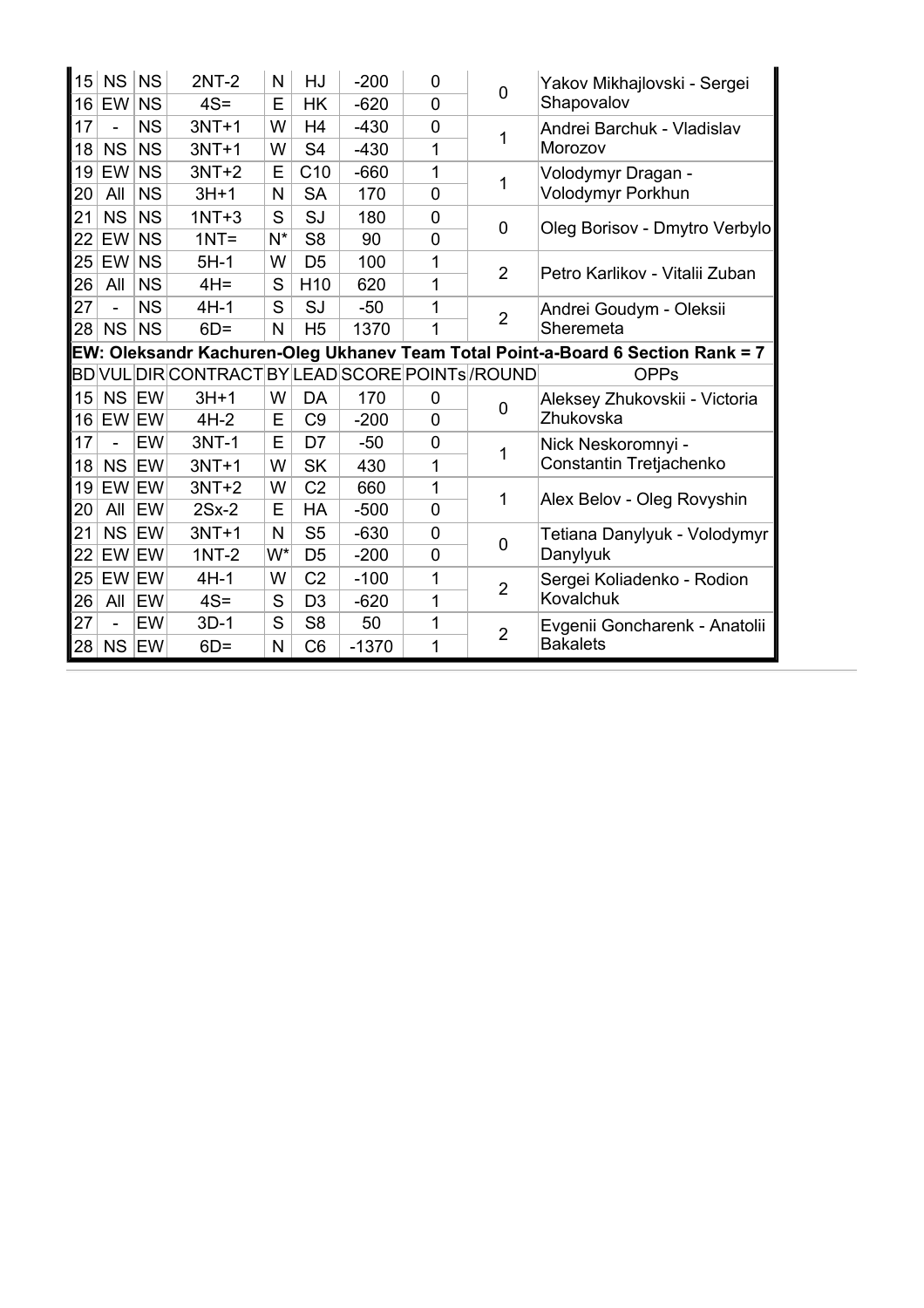| | | | | | | | | | |
|---|---|---|---|---|---|---|---|---|---|
| 15 | NS | NS | 2NT-2 | N | HJ | -200 | 0 | 0 | Yakov Mikhajlovski - Sergei Shapovalov |
| 16 | EW | NS | 4S= | E | HK | -620 | 0 | | |
| 17 | - | NS | 3NT+1 | W | H4 | -430 | 0 | 1 | Andrei Barchuk - Vladislav Morozov |
| 18 | NS | NS | 3NT+1 | W | S4 | -430 | 1 | | |
| 19 | EW | NS | 3NT+2 | E | C10 | -660 | 1 | 1 | Volodymyr Dragan - Volodymyr Porkhun |
| 20 | All | NS | 3H+1 | N | SA | 170 | 0 | | |
| 21 | NS | NS | 1NT+3 | S | SJ | 180 | 0 | 0 | Oleg Borisov - Dmytro Verbylo |
| 22 | EW | NS | 1NT= | N* | S8 | 90 | 0 | | |
| 25 | EW | NS | 5H-1 | W | D5 | 100 | 1 | 2 | Petro Karlikov - Vitalii Zuban |
| 26 | All | NS | 4H= | S | H10 | 620 | 1 | | |
| 27 | - | NS | 4H-1 | S | SJ | -50 | 1 | 2 | Andrei Goudym - Oleksii Sheremeta |
| 28 | NS | NS | 6D= | N | H5 | 1370 | 1 | | |

**EW: Oleksandr Kachuren-Oleg Ukhanev Team Total Point-a-Board 6 Section Rank = 7**

| BD | VUL | DIR | CONTRACT | BY | LEAD | SCORE | POINTs | /ROUND | OPPs |
|---|---|---|---|---|---|---|---|---|---|
| 15 | NS | EW | 3H+1 | W | DA | 170 | 0 | 0 | Aleksey Zhukovskii - Victoria Zhukovska |
| 16 | EW | EW | 4H-2 | E | C9 | -200 | 0 | | |
| 17 | - | EW | 3NT-1 | E | D7 | -50 | 0 | 1 | Nick Neskoromnyi - Constantin Tretjachenko |
| 18 | NS | EW | 3NT+1 | W | SK | 430 | 1 | | |
| 19 | EW | EW | 3NT+2 | W | C2 | 660 | 1 | 1 | Alex Belov - Oleg Rovyshin |
| 20 | All | EW | 2Sx-2 | E | HA | -500 | 0 | | |
| 21 | NS | EW | 3NT+1 | N | S5 | -630 | 0 | 0 | Tetiana Danylyuk - Volodymyr Danylyuk |
| 22 | EW | EW | 1NT-2 | W* | D5 | -200 | 0 | | |
| 25 | EW | EW | 4H-1 | W | C2 | -100 | 1 | 2 | Sergei Koliadenko - Rodion Kovalchuk |
| 26 | All | EW | 4S= | S | D3 | -620 | 1 | | |
| 27 | - | EW | 3D-1 | S | S8 | 50 | 1 | 2 | Evgenii Goncharenk - Anatolii Bakalets |
| 28 | NS | EW | 6D= | N | C6 | -1370 | 1 | | |